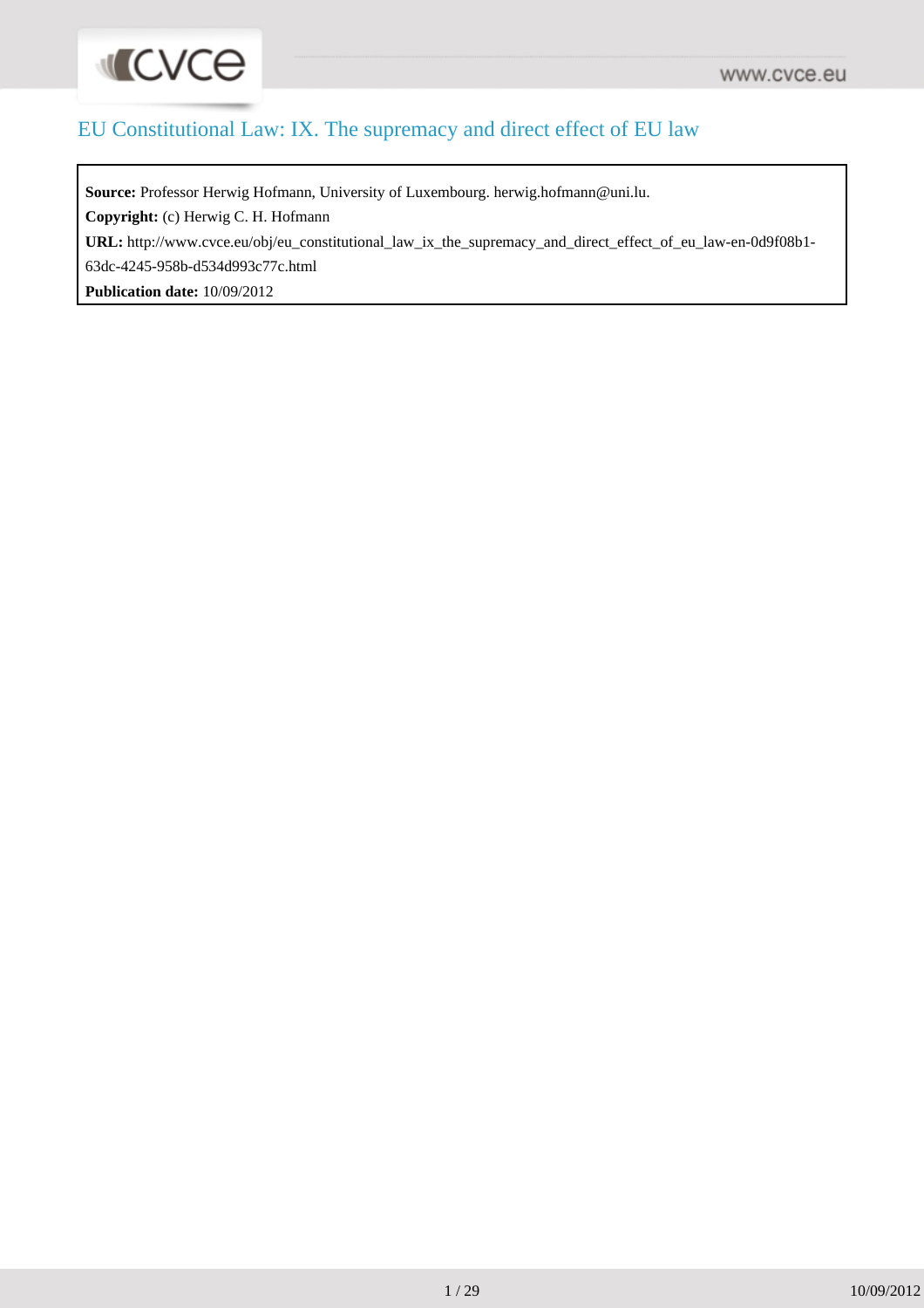# EU Constitutional Law: IX. The supremacy and direct effect of EU law

**Source:** Professor Herwig Hofmann, University of Luxembourg. herwig.hofmann@uni.lu.

**Copyright:** (c) Herwig C. H. Hofmann

**URL:** http://www.cvce.eu/obj/eu_constitutional_law_ix_the_supremacy_and_direct_effect_of_eu_law-en-0d9f08b1-63dc-4245-958b-d534d993c77c.html

**Publication date:** 10/09/2012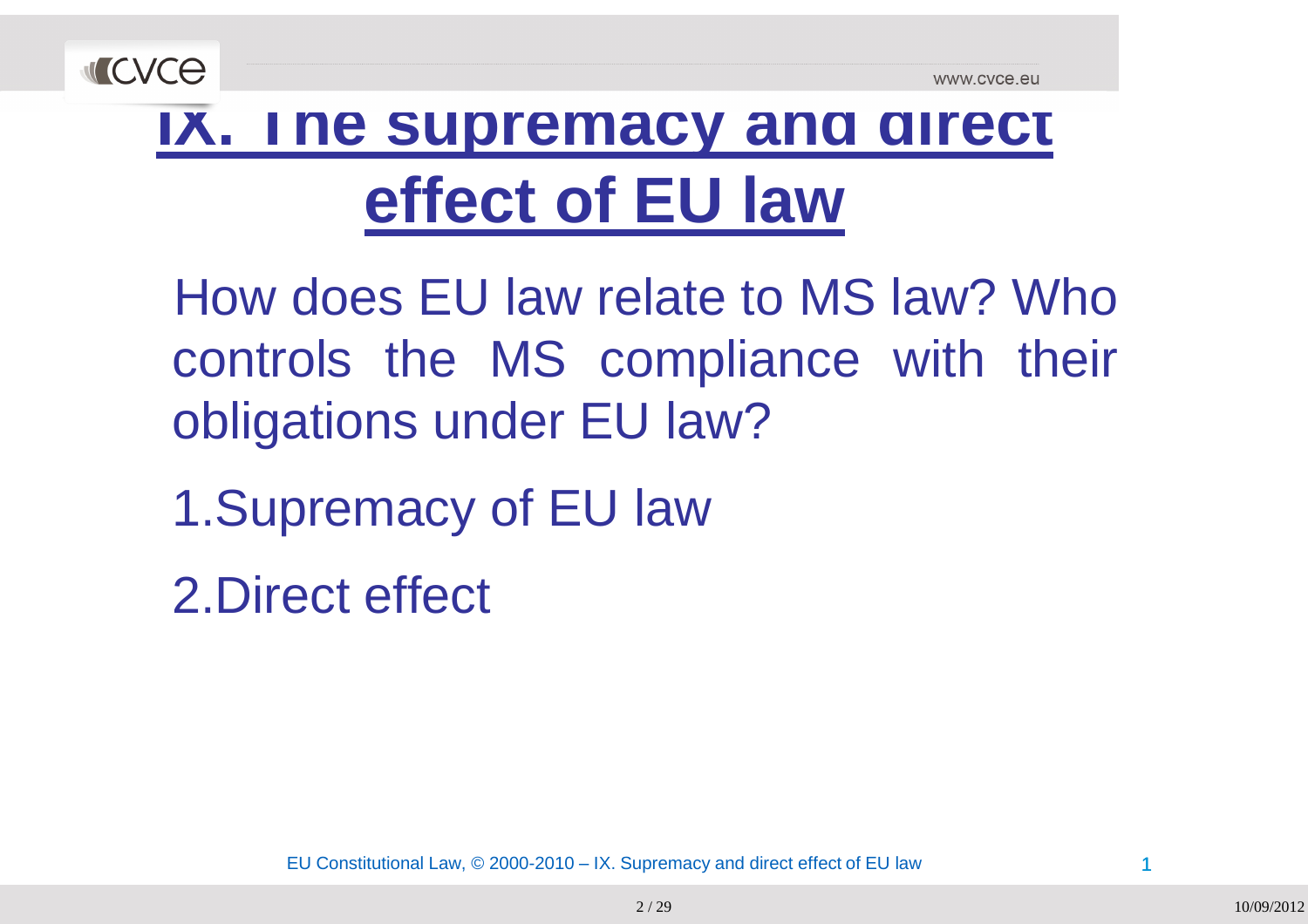# IX. The supremacy and direct effect of EU law

How does EU law relate to MS law? Who controls the MS compliance with their obligations under EU law?

1. Supremacy of EU law
2. Direct effect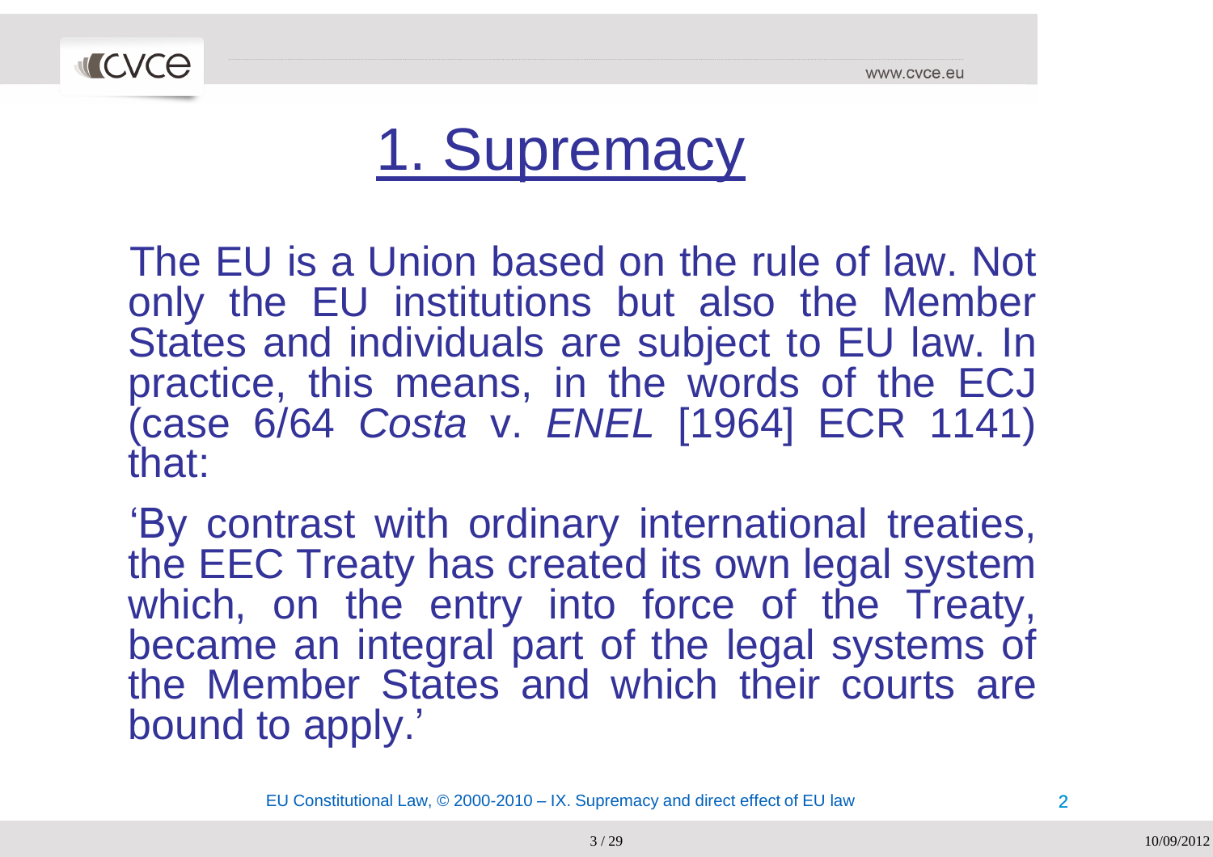# 1. Supremacy

The EU is a Union based on the rule of law. Not only the EU institutions but also the Member States and individuals are subject to EU law. In practice, this means, in the words of the ECJ (case 6/64 *Costa* v. *ENEL* [1964] ECR 1141) that:

'By contrast with ordinary international treaties, the EEC Treaty has created its own legal system which, on the entry into force of the Treaty, became an integral part of the legal systems of the Member States and which their courts are bound to apply.'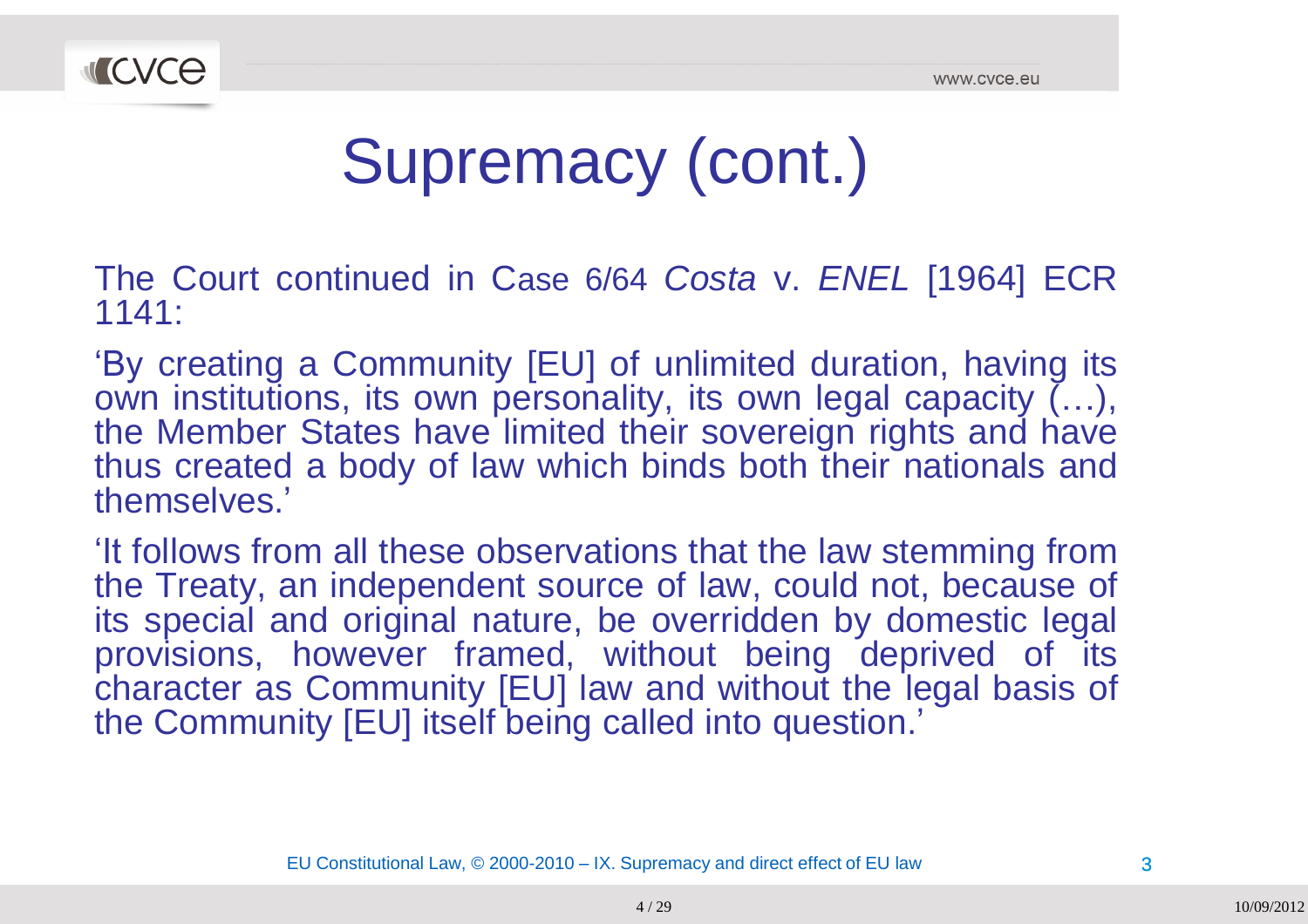# Supremacy (cont.)

The Court continued in Case 6/64 *Costa* v. *ENEL* [1964] ECR 1141:

'By creating a Community [EU] of unlimited duration, having its own institutions, its own personality, its own legal capacity (…), the Member States have limited their sovereign rights and have thus created a body of law which binds both their nationals and themselves.'

'It follows from all these observations that the law stemming from the Treaty, an independent source of law, could not, because of its special and original nature, be overridden by domestic legal provisions, however framed, without being deprived of its character as Community [EU] law and without the legal basis of the Community [EU] itself being called into question.'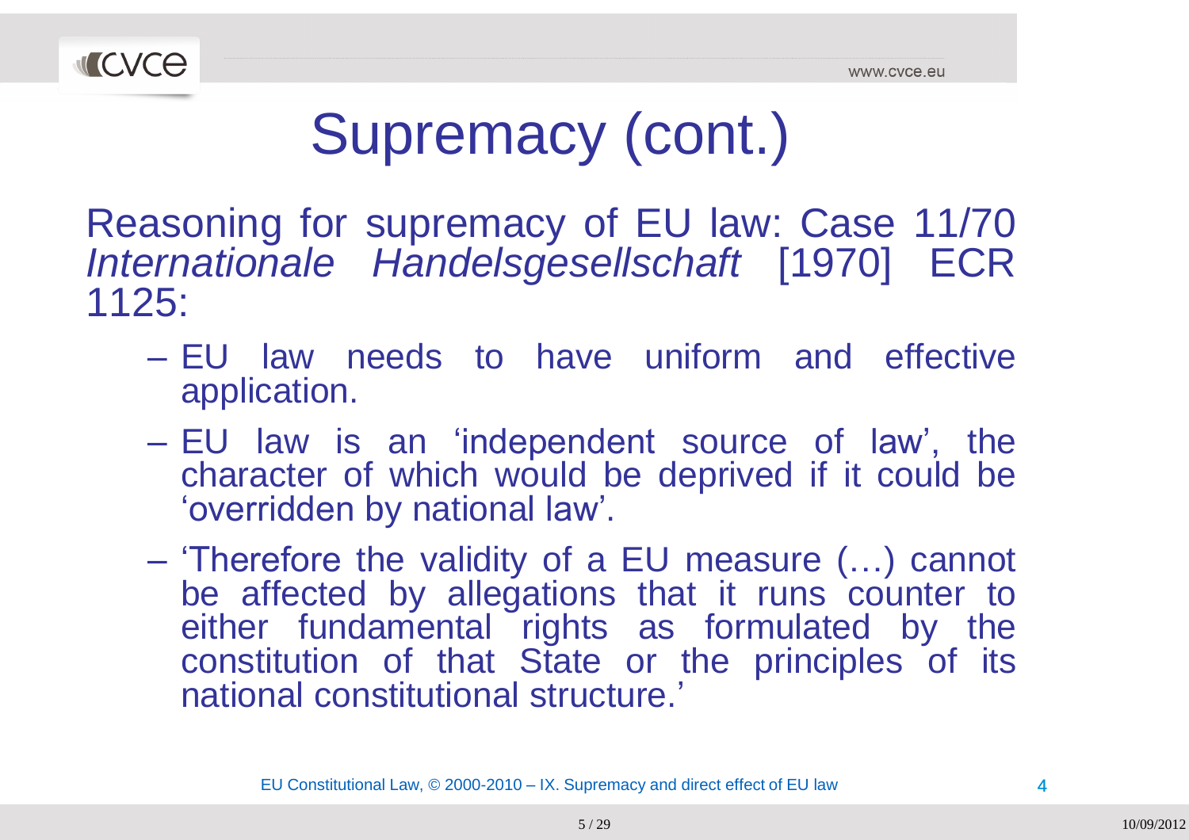# Supremacy (cont.)

Reasoning for supremacy of EU law: Case 11/70 *Internationale Handelsgesellschaft* [1970] ECR 1125:

- EU law needs to have uniform and effective application.
- EU law is an 'independent source of law', the character of which would be deprived if it could be 'overridden by national law'.
- 'Therefore the validity of a EU measure (…) cannot be affected by allegations that it runs counter to either fundamental rights as formulated by the constitution of that State or the principles of its national constitutional structure.'

EU Constitutional Law, © 2000-2010 – IX. Supremacy and direct effect of EU law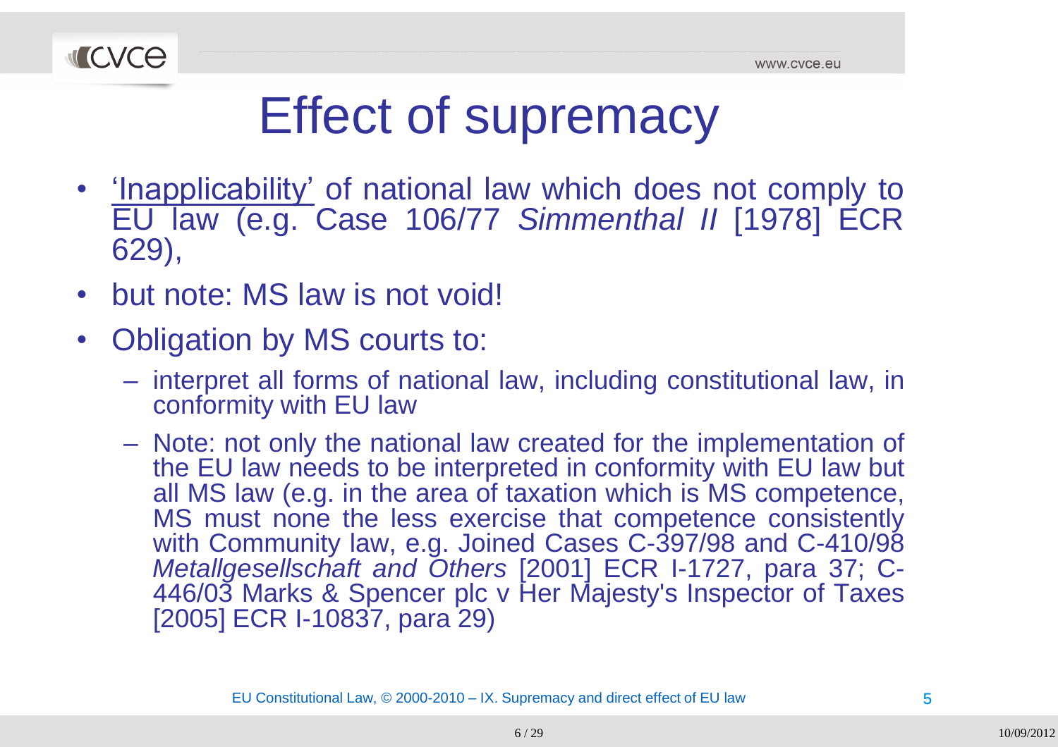# Effect of supremacy

- 'Inapplicability' of national law which does not comply to EU law (e.g. Case 106/77 *Simmenthal II* [1978] ECR 629),
- but note: MS law is not void!
- Obligation by MS courts to:
  - interpret all forms of national law, including constitutional law, in conformity with EU law
  - Note: not only the national law created for the implementation of the EU law needs to be interpreted in conformity with EU law but all MS law (e.g. in the area of taxation which is MS competence, MS must none the less exercise that competence consistently with Community law, e.g. Joined Cases C-397/98 and C-410/98 *Metallgesellschaft and Others* [2001] ECR I-1727, para 37; C-446/03 Marks & Spencer plc v Her Majesty's Inspector of Taxes [2005] ECR I-10837, para 29)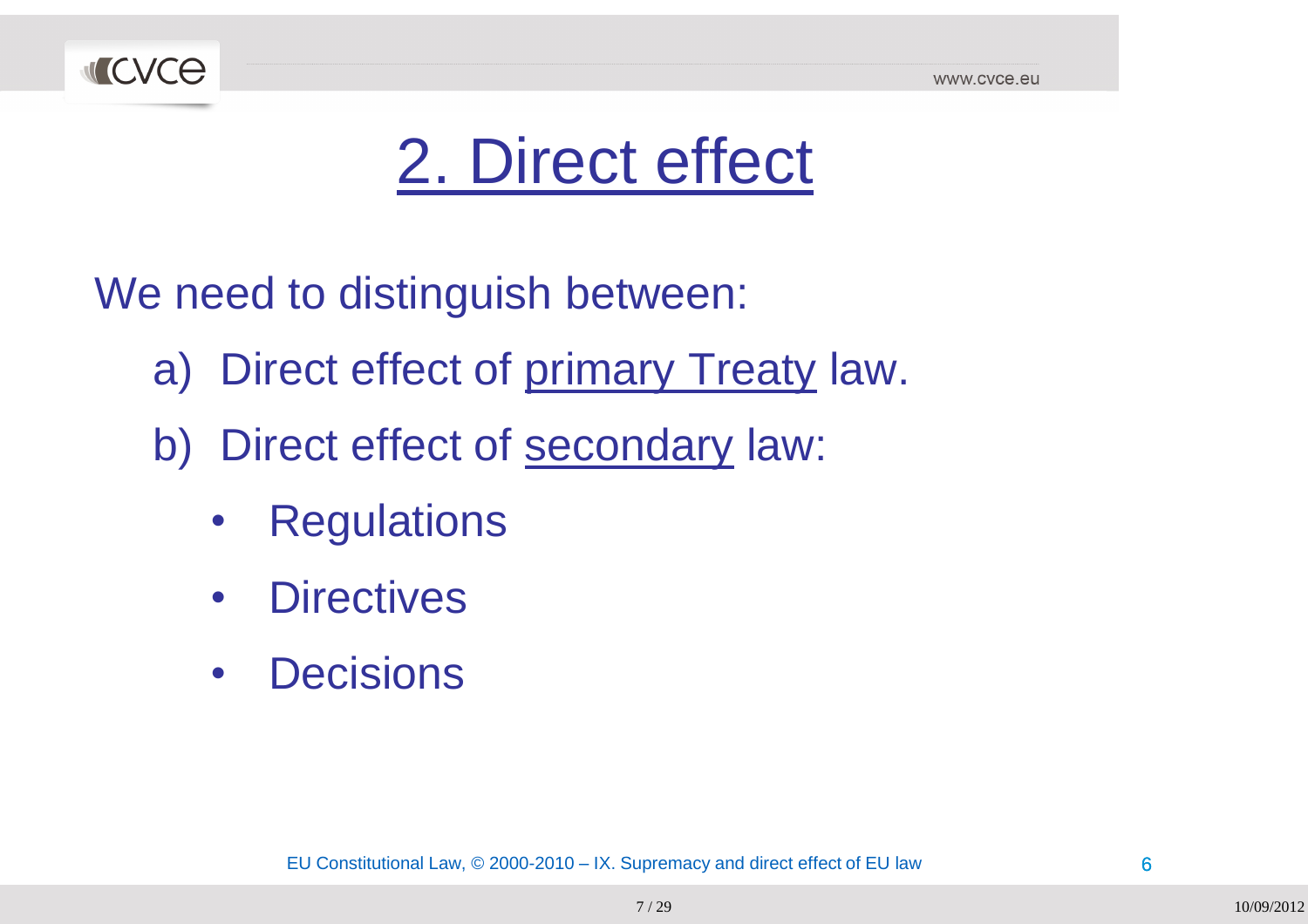# 2. Direct effect

We need to distinguish between:

a) Direct effect of primary Treaty law.

b) Direct effect of secondary law:

- Regulations
- Directives
- Decisions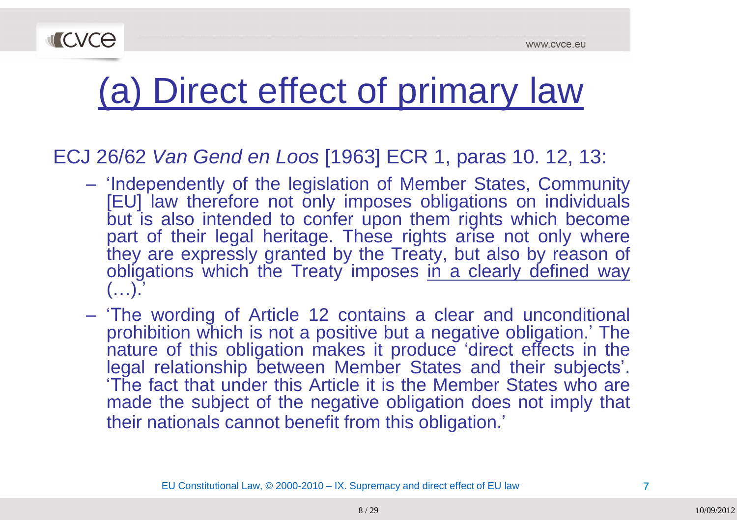# (a) Direct effect of primary law

ECJ 26/62 *Van Gend en Loos* [1963] ECR 1, paras 10. 12, 13:

- 'Independently of the legislation of Member States, Community [EU] law therefore not only imposes obligations on individuals but is also intended to confer upon them rights which become part of their legal heritage. These rights arise not only where they are expressly granted by the Treaty, but also by reason of obligations which the Treaty imposes <u>in a clearly defined way</u> (…).'
- 'The wording of Article 12 contains a clear and unconditional prohibition which is not a positive but a negative obligation.' The nature of this obligation makes it produce 'direct effects in the legal relationship between Member States and their subjects'. 'The fact that under this Article it is the Member States who are made the subject of the negative obligation does not imply that their nationals cannot benefit from this obligation.'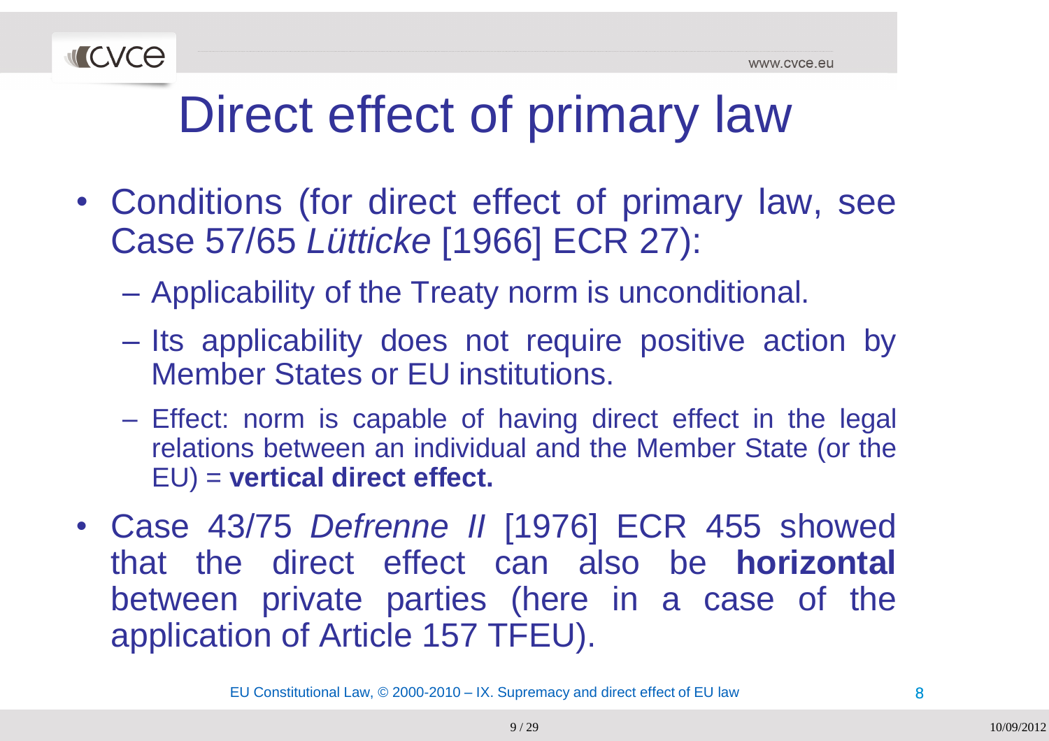# Direct effect of primary law

- Conditions (for direct effect of primary law, see Case 57/65 *Lütticke* [1966] ECR 27):
  - Applicability of the Treaty norm is unconditional.
  - Its applicability does not require positive action by Member States or EU institutions.
  - Effect: norm is capable of having direct effect in the legal relations between an individual and the Member State (or the EU) = **vertical direct effect.**
- Case 43/75 *Defrenne II* [1976] ECR 455 showed that the direct effect can also be **horizontal** between private parties (here in a case of the application of Article 157 TFEU).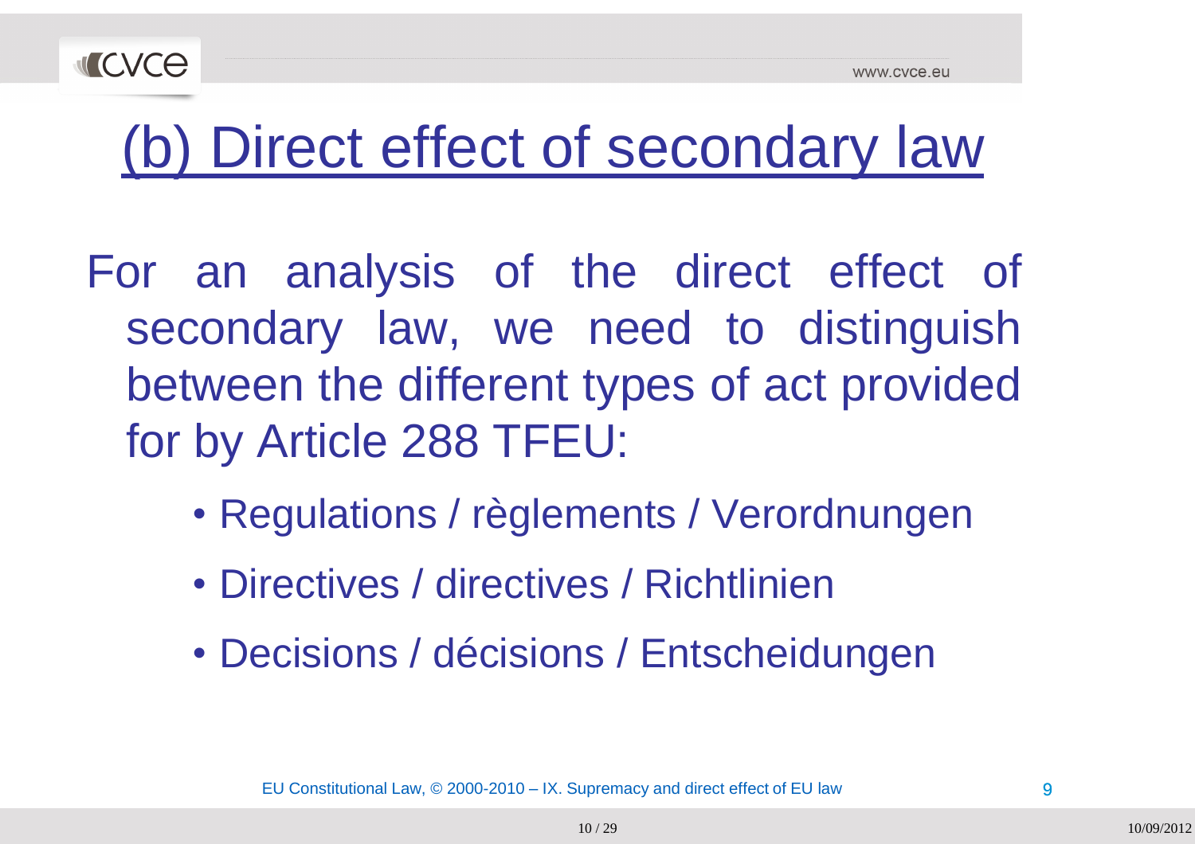# (b) Direct effect of secondary law

For an analysis of the direct effect of secondary law, we need to distinguish between the different types of act provided for by Article 288 TFEU:

- Regulations / règlements / Verordnungen
- Directives / directives / Richtlinien
- Decisions / décisions / Entscheidungen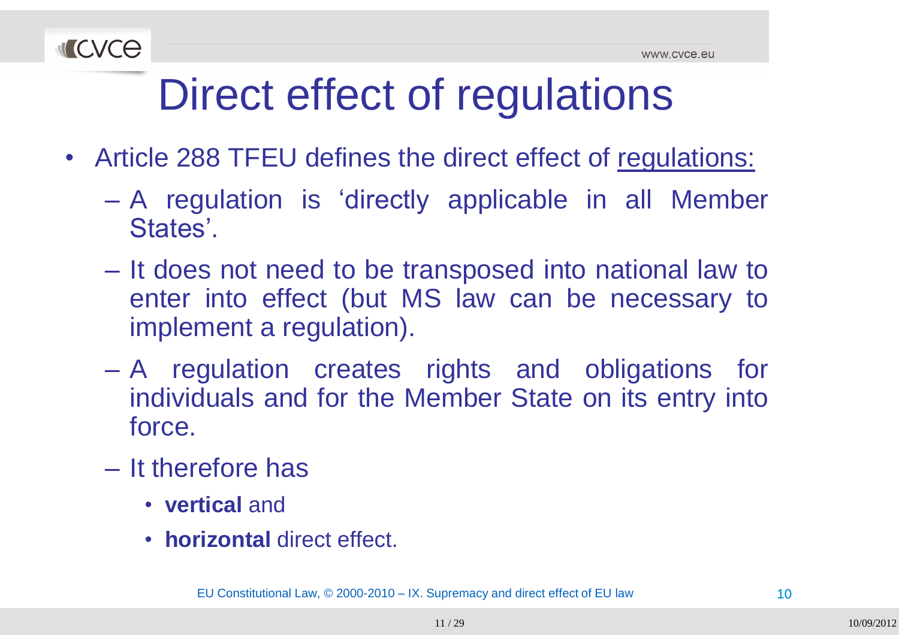# Direct effect of regulations

- Article 288 TFEU defines the direct effect of regulations:
  - A regulation is 'directly applicable in all Member States'.
  - It does not need to be transposed into national law to enter into effect (but MS law can be necessary to implement a regulation).
  - A regulation creates rights and obligations for individuals and for the Member State on its entry into force.
  - It therefore has
    - **vertical** and
    - **horizontal** direct effect.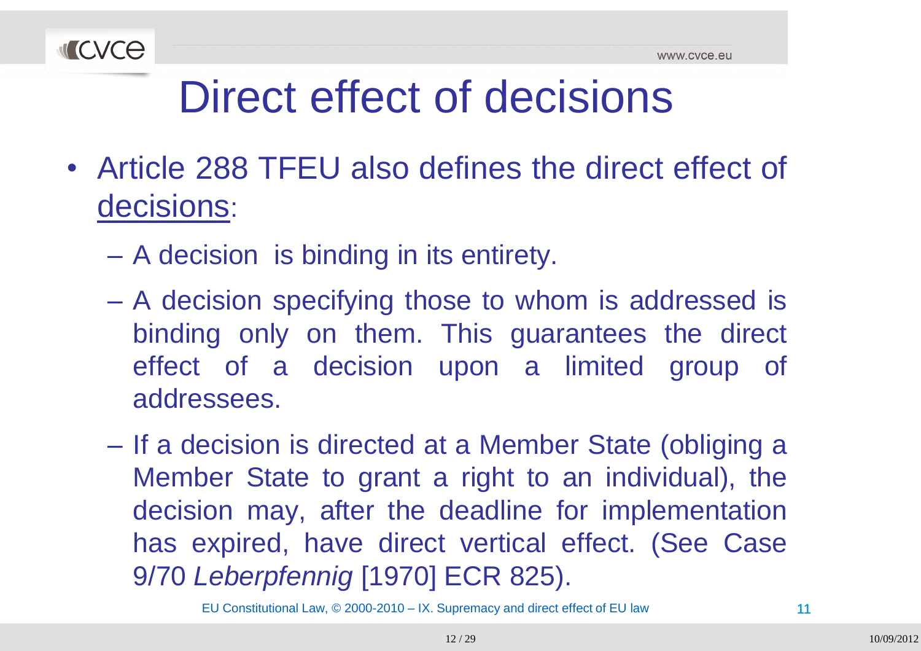# Direct effect of decisions

- Article 288 TFEU also defines the direct effect of decisions:
  - A decision is binding in its entirety.
  - A decision specifying those to whom is addressed is binding only on them. This guarantees the direct effect of a decision upon a limited group of addressees.
  - If a decision is directed at a Member State (obliging a Member State to grant a right to an individual), the decision may, after the deadline for implementation has expired, have direct vertical effect. (See Case 9/70 *Leberpfennig* [1970] ECR 825).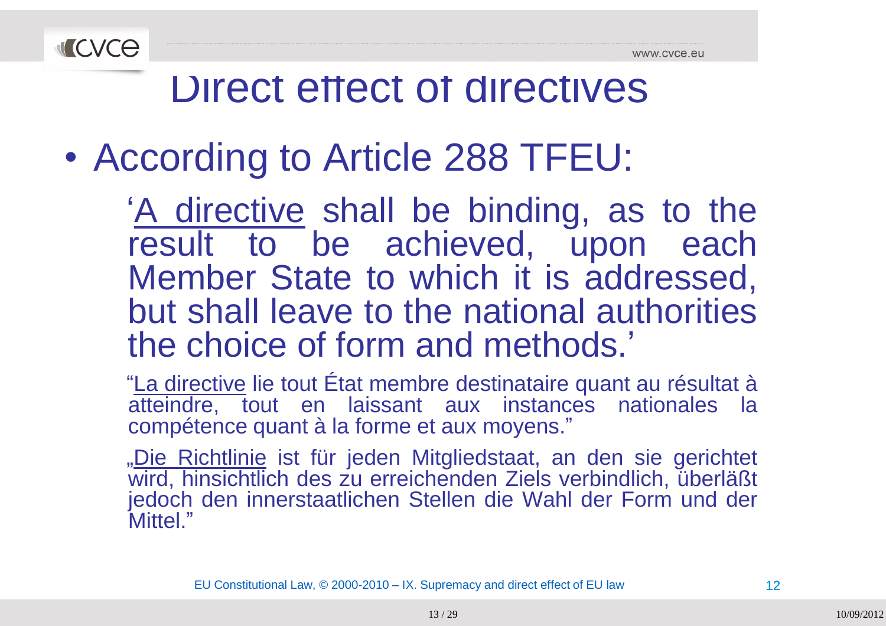# Direct effect of directives

- According to Article 288 TFEU:

  '<u>A directive</u> shall be binding, as to the result to be achieved, upon each Member State to which it is addressed, but shall leave to the national authorities the choice of form and methods.'

  "<u>La directive</u> lie tout État membre destinataire quant au résultat à atteindre, tout en laissant aux instances nationales la compétence quant à la forme et aux moyens."

  „<u>Die Richtlinie</u> ist für jeden Mitgliedstaat, an den sie gerichtet wird, hinsichtlich des zu erreichenden Ziels verbindlich, überläßt jedoch den innerstaatlichen Stellen die Wahl der Form und der Mittel."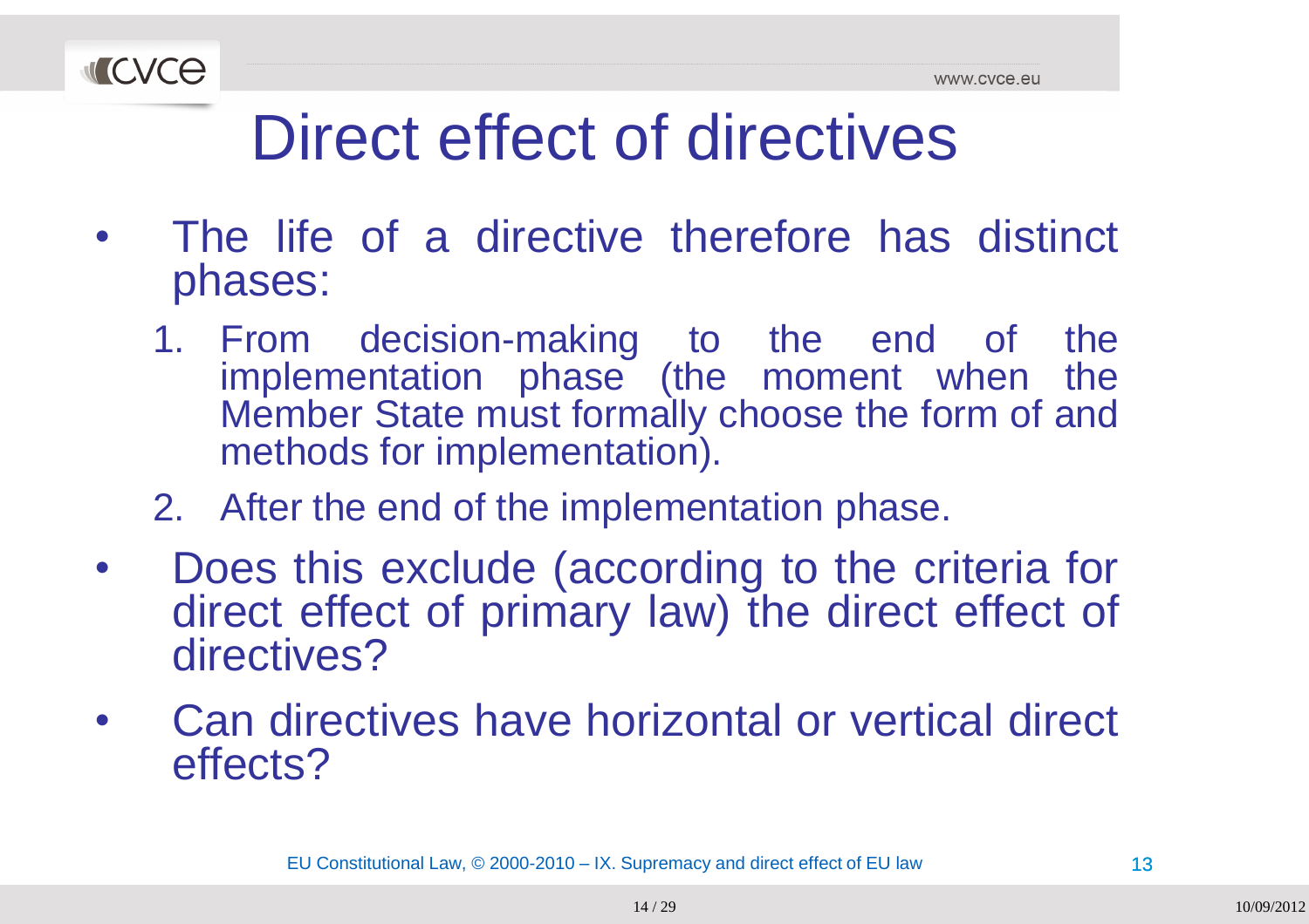# Direct effect of directives

- The life of a directive therefore has distinct phases:
  1. From decision-making to the end of the implementation phase (the moment when the Member State must formally choose the form of and methods for implementation).
  2. After the end of the implementation phase.
- Does this exclude (according to the criteria for direct effect of primary law) the direct effect of directives?
- Can directives have horizontal or vertical direct effects?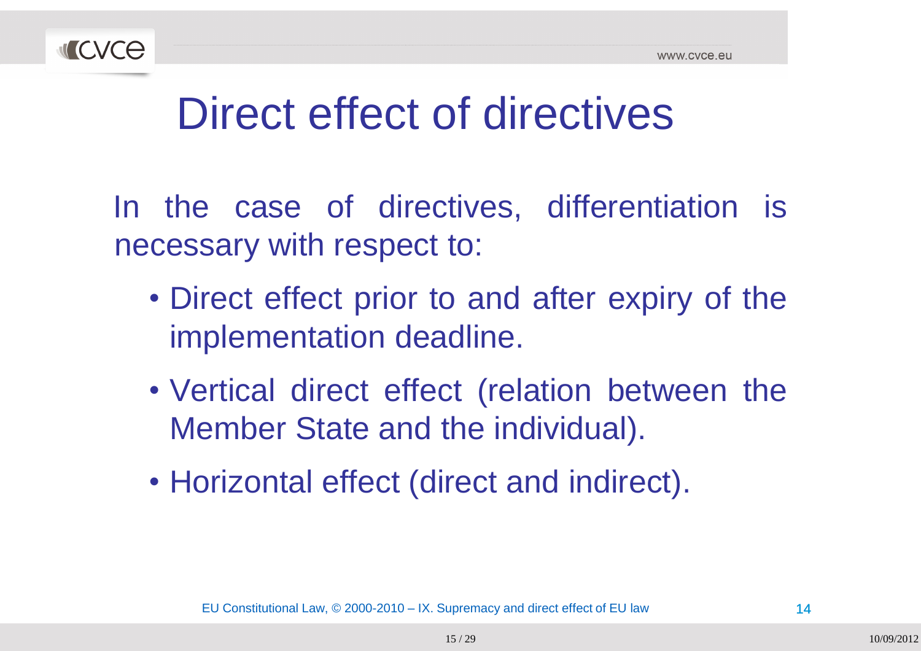# Direct effect of directives

In the case of directives, differentiation is necessary with respect to:

- Direct effect prior to and after expiry of the implementation deadline.
- Vertical direct effect (relation between the Member State and the individual).
- Horizontal effect (direct and indirect).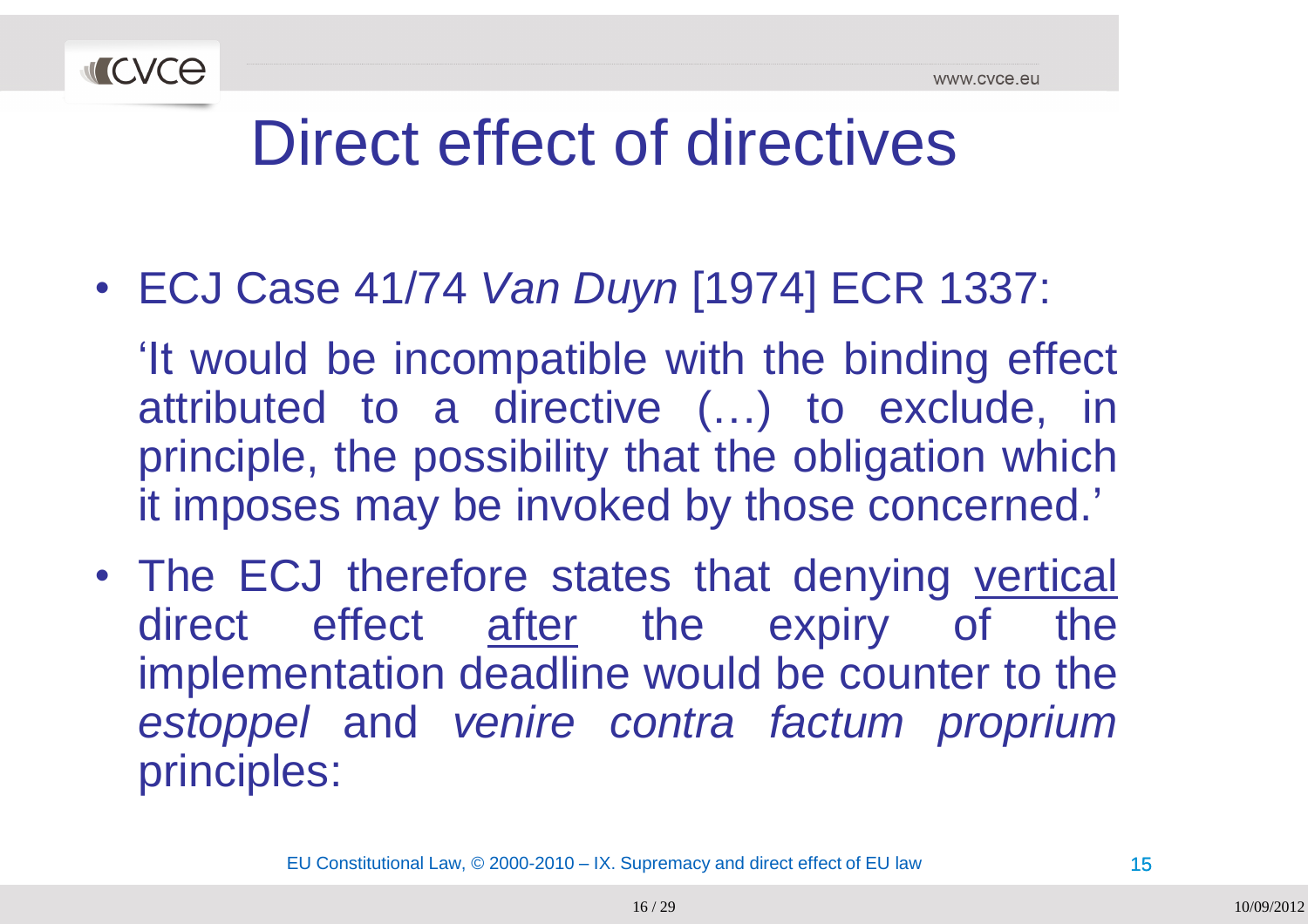# Direct effect of directives

- ECJ Case 41/74 *Van Duyn* [1974] ECR 1337:

  'It would be incompatible with the binding effect attributed to a directive (…) to exclude, in principle, the possibility that the obligation which it imposes may be invoked by those concerned.'

- The ECJ therefore states that denying <u>vertical</u> direct effect <u>after</u> the expiry of the implementation deadline would be counter to the *estoppel* and *venire contra factum proprium* principles: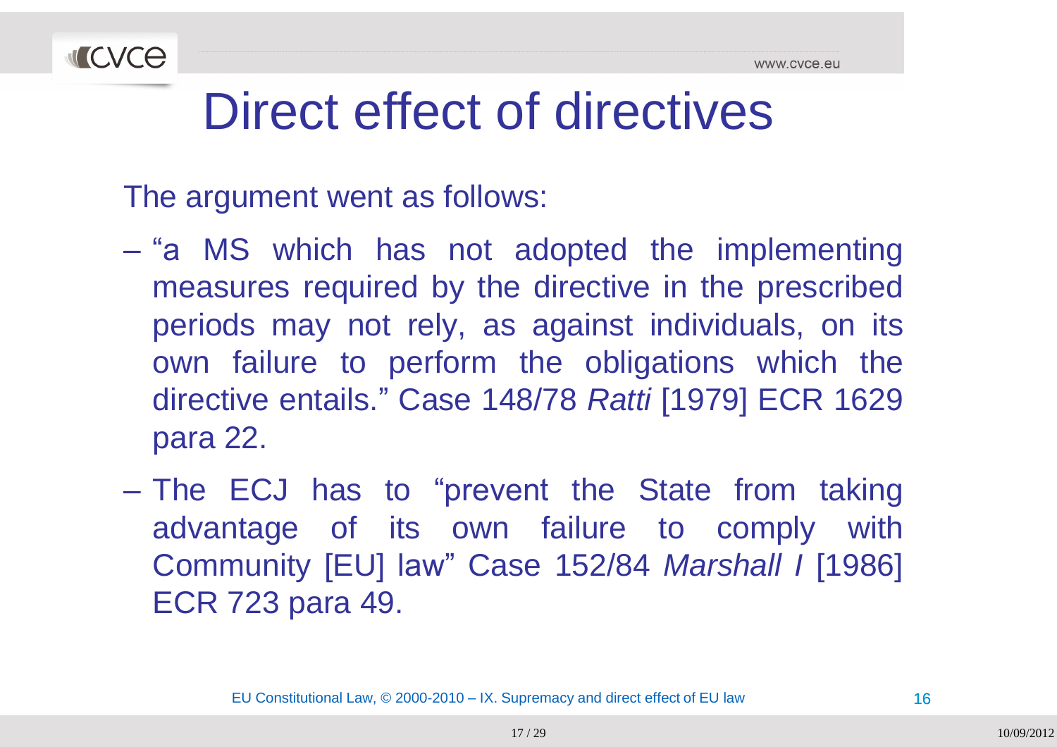# Direct effect of directives

The argument went as follows:

- "a MS which has not adopted the implementing measures required by the directive in the prescribed periods may not rely, as against individuals, on its own failure to perform the obligations which the directive entails." Case 148/78 *Ratti* [1979] ECR 1629 para 22.
- The ECJ has to "prevent the State from taking advantage of its own failure to comply with Community [EU] law" Case 152/84 *Marshall I* [1986] ECR 723 para 49.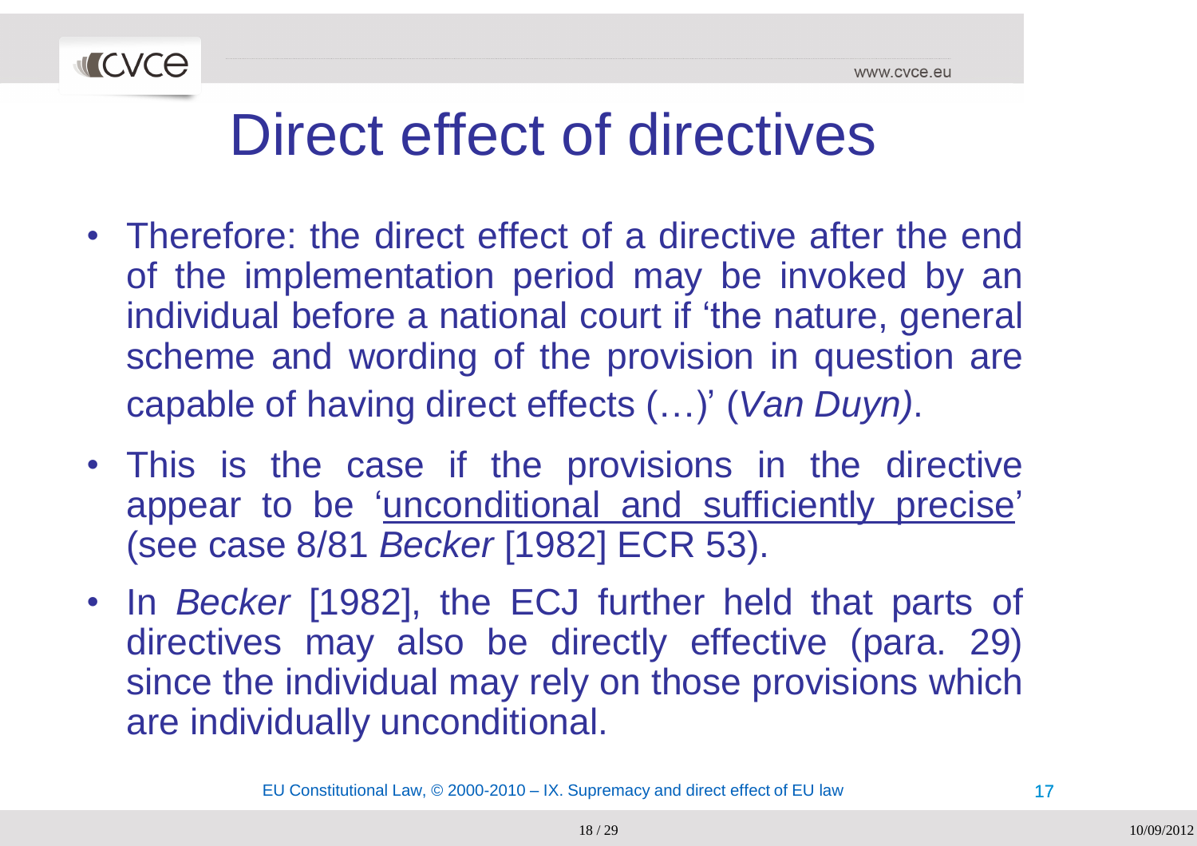# Direct effect of directives

- Therefore: the direct effect of a directive after the end of the implementation period may be invoked by an individual before a national court if 'the nature, general scheme and wording of the provision in question are capable of having direct effects (…)' (*Van Duyn)*.
- This is the case if the provisions in the directive appear to be '<u>unconditional and sufficiently precise</u>' (see case 8/81 *Becker* [1982] ECR 53).
- In *Becker* [1982], the ECJ further held that parts of directives may also be directly effective (para. 29) since the individual may rely on those provisions which are individually unconditional.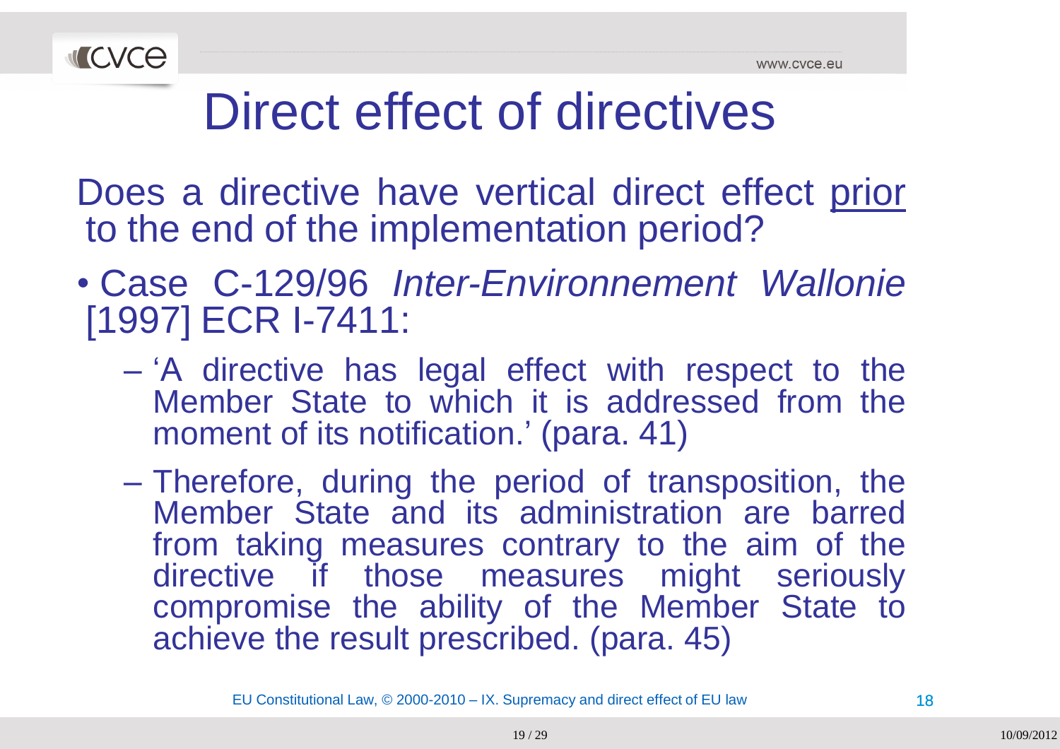# Direct effect of directives

Does a directive have vertical direct effect prior to the end of the implementation period?

- Case C-129/96 *Inter-Environnement Wallonie* [1997] ECR I-7411:
  - 'A directive has legal effect with respect to the Member State to which it is addressed from the moment of its notification.' (para. 41)
  - Therefore, during the period of transposition, the Member State and its administration are barred from taking measures contrary to the aim of the directive if those measures might seriously compromise the ability of the Member State to achieve the result prescribed. (para. 45)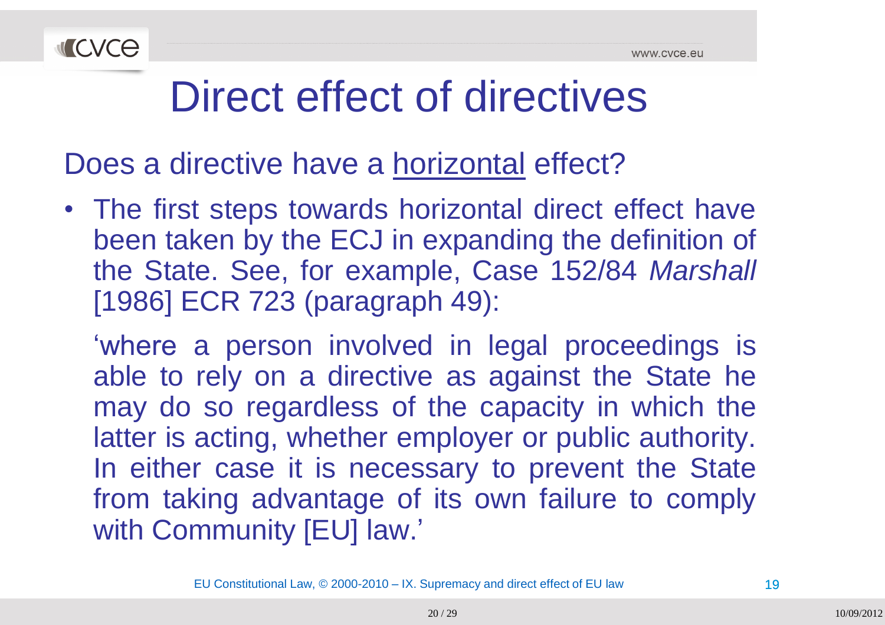# Direct effect of directives

## Does a directive have a horizontal effect?

- The first steps towards horizontal direct effect have been taken by the ECJ in expanding the definition of the State. See, for example, Case 152/84 *Marshall* [1986] ECR 723 (paragraph 49):

  'where a person involved in legal proceedings is able to rely on a directive as against the State he may do so regardless of the capacity in which the latter is acting, whether employer or public authority. In either case it is necessary to prevent the State from taking advantage of its own failure to comply with Community [EU] law.'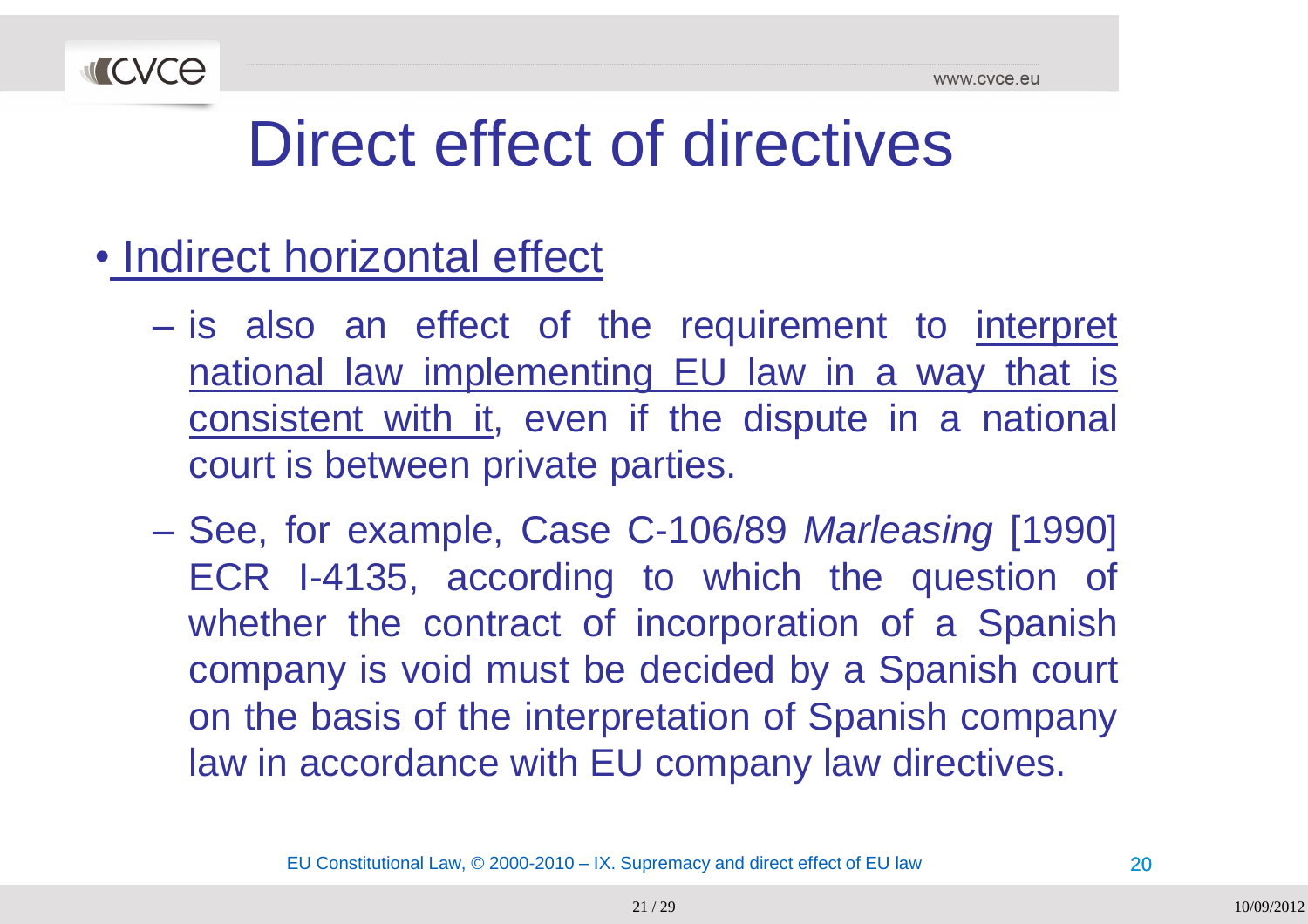# Direct effect of directives

- <u>Indirect horizontal effect</u>
  - is also an effect of the requirement to <u>interpret national law implementing EU law in a way that is consistent with it</u>, even if the dispute in a national court is between private parties.
  - See, for example, Case C-106/89 *Marleasing* [1990] ECR I-4135, according to which the question of whether the contract of incorporation of a Spanish company is void must be decided by a Spanish court on the basis of the interpretation of Spanish company law in accordance with EU company law directives.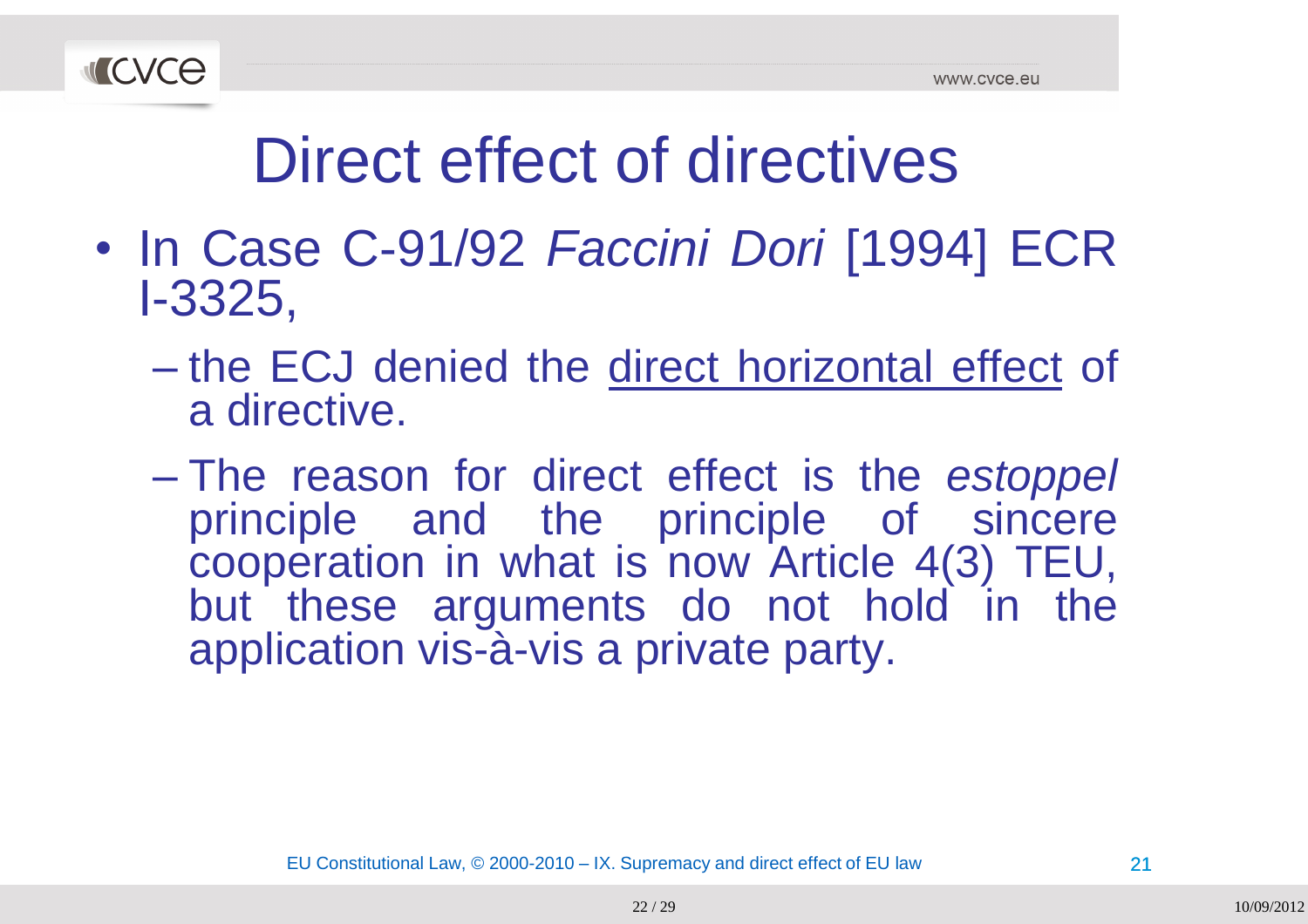# Direct effect of directives

- In Case C-91/92 *Faccini Dori* [1994] ECR I-3325,
  - the ECJ denied the direct horizontal effect of a directive.
  - The reason for direct effect is the *estoppel* principle and the principle of sincere cooperation in what is now Article 4(3) TEU, but these arguments do not hold in the application vis-à-vis a private party.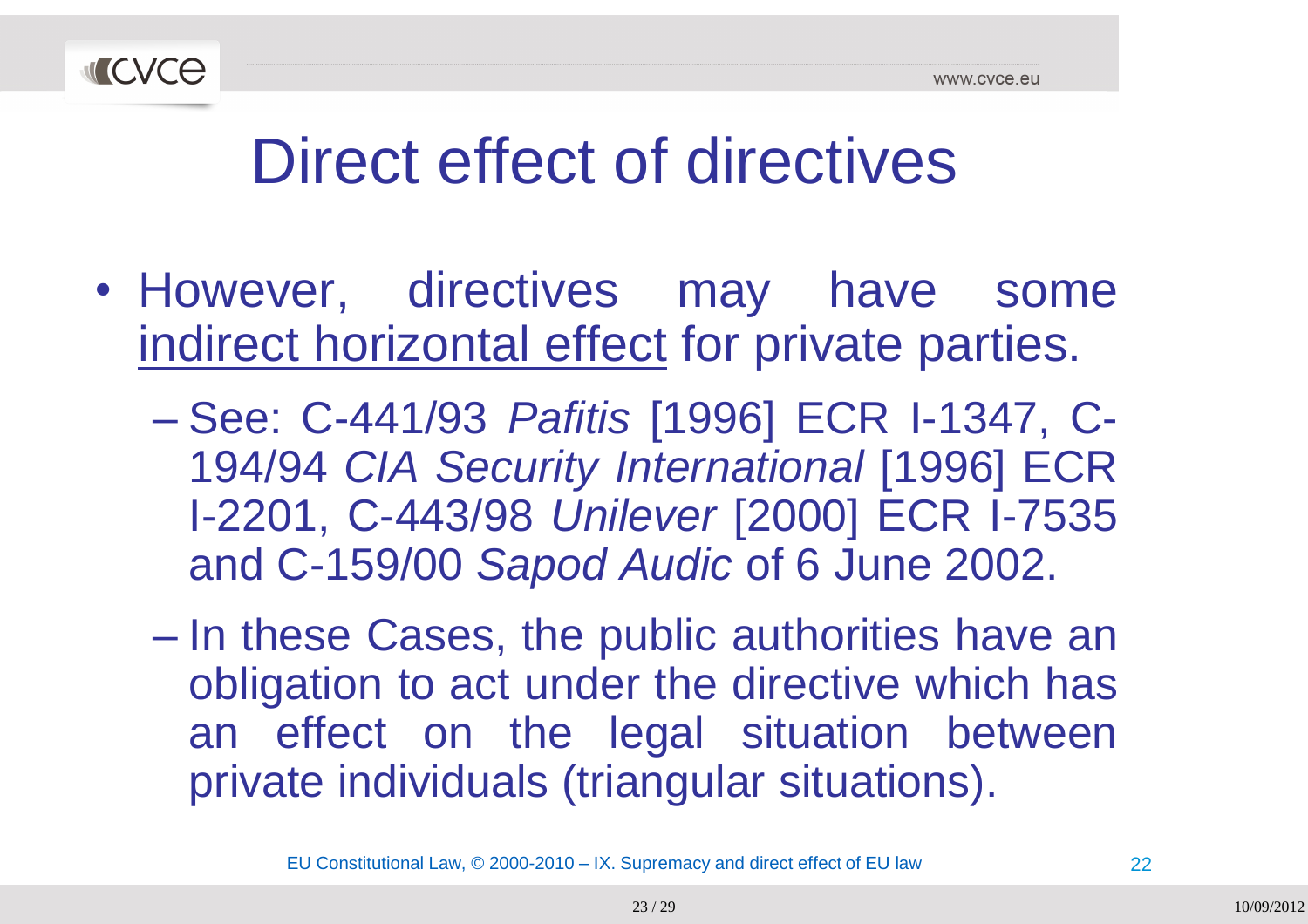# Direct effect of directives

- However, directives may have some <u>indirect horizontal effect</u> for private parties.
  - See: C-441/93 *Pafitis* [1996] ECR I-1347, C-194/94 *CIA Security International* [1996] ECR I-2201, C-443/98 *Unilever* [2000] ECR I-7535 and C-159/00 *Sapod Audic* of 6 June 2002.
  - In these Cases, the public authorities have an obligation to act under the directive which has an effect on the legal situation between private individuals (triangular situations).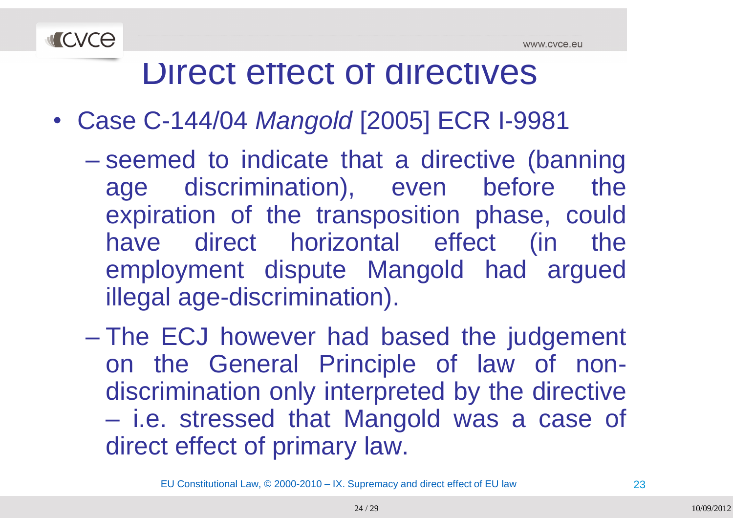# Direct effect of directives

- Case C-144/04 *Mangold* [2005] ECR I-9981
  - seemed to indicate that a directive (banning age discrimination), even before the expiration of the transposition phase, could have direct horizontal effect (in the employment dispute Mangold had argued illegal age-discrimination).
  - The ECJ however had based the judgement on the General Principle of law of non-discrimination only interpreted by the directive – i.e. stressed that Mangold was a case of direct effect of primary law.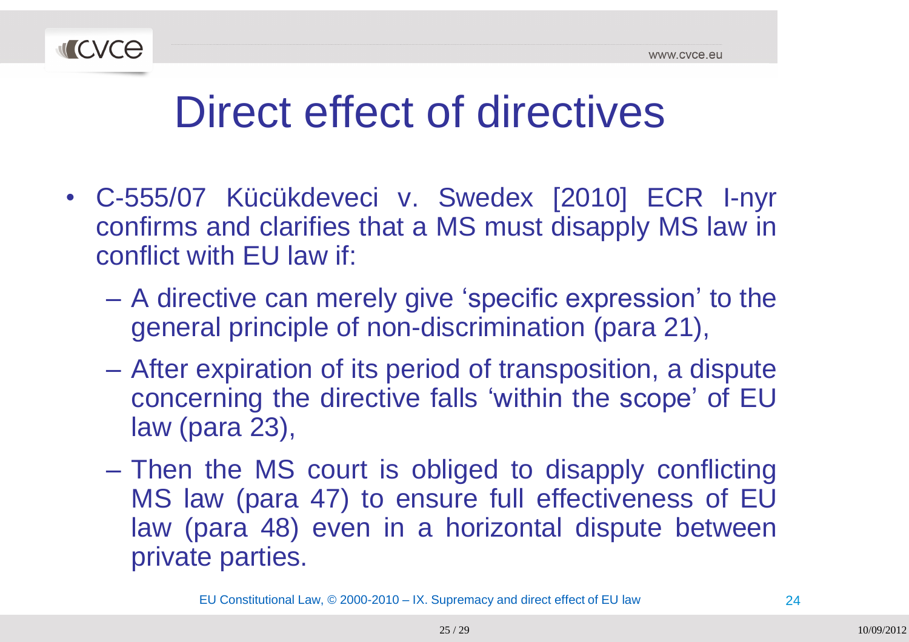# Direct effect of directives

- C-555/07 Kücükdeveci v. Swedex [2010] ECR I-nyr confirms and clarifies that a MS must disapply MS law in conflict with EU law if:
  - A directive can merely give 'specific expression' to the general principle of non-discrimination (para 21),
  - After expiration of its period of transposition, a dispute concerning the directive falls 'within the scope' of EU law (para 23),
  - Then the MS court is obliged to disapply conflicting MS law (para 47) to ensure full effectiveness of EU law (para 48) even in a horizontal dispute between private parties.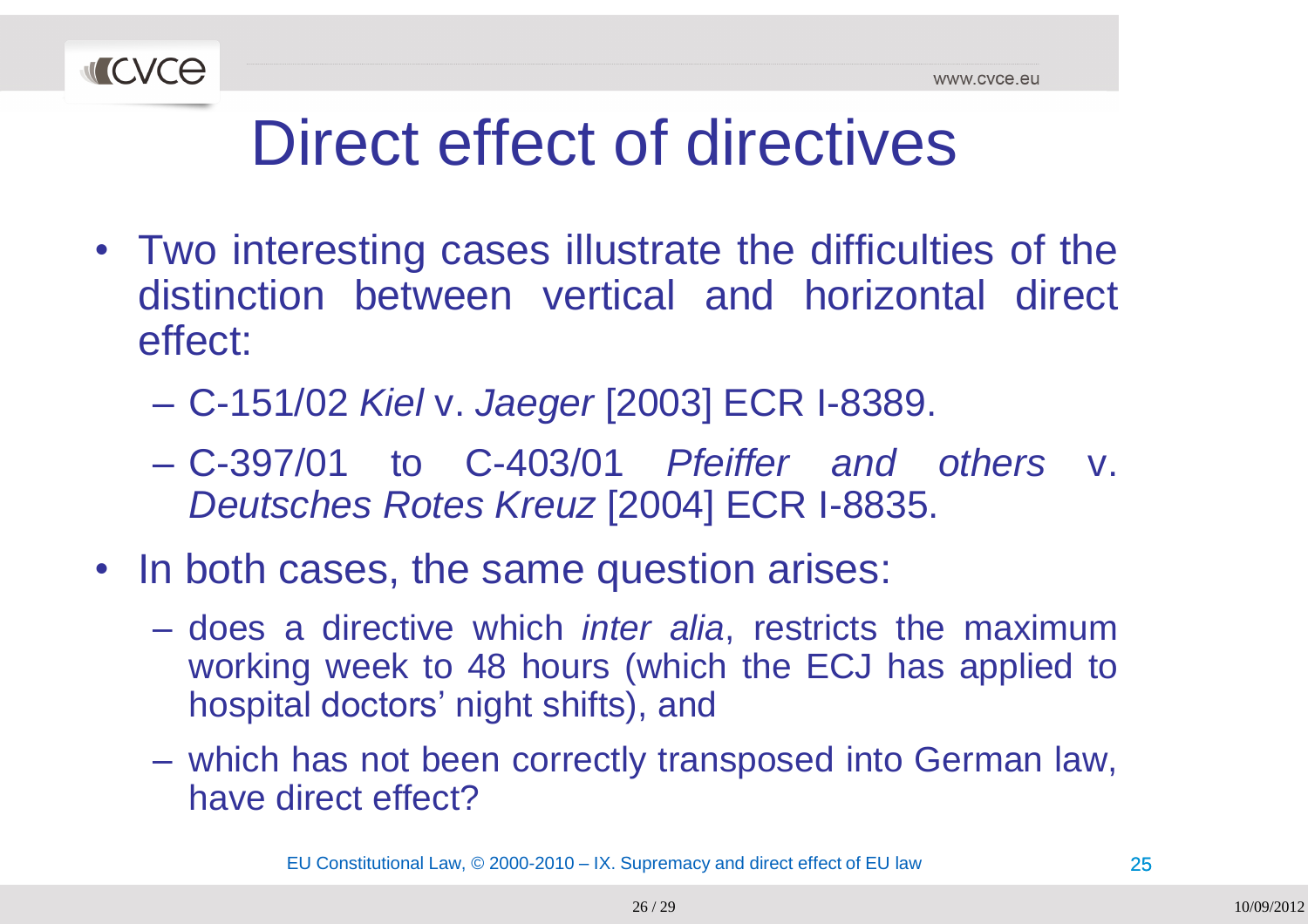# Direct effect of directives

- Two interesting cases illustrate the difficulties of the distinction between vertical and horizontal direct effect:
  - C-151/02 *Kiel* v. *Jaeger* [2003] ECR I-8389.
  - C-397/01 to C-403/01 *Pfeiffer and others* v. *Deutsches Rotes Kreuz* [2004] ECR I-8835.
- In both cases, the same question arises:
  - does a directive which *inter alia*, restricts the maximum working week to 48 hours (which the ECJ has applied to hospital doctors' night shifts), and
  - which has not been correctly transposed into German law, have direct effect?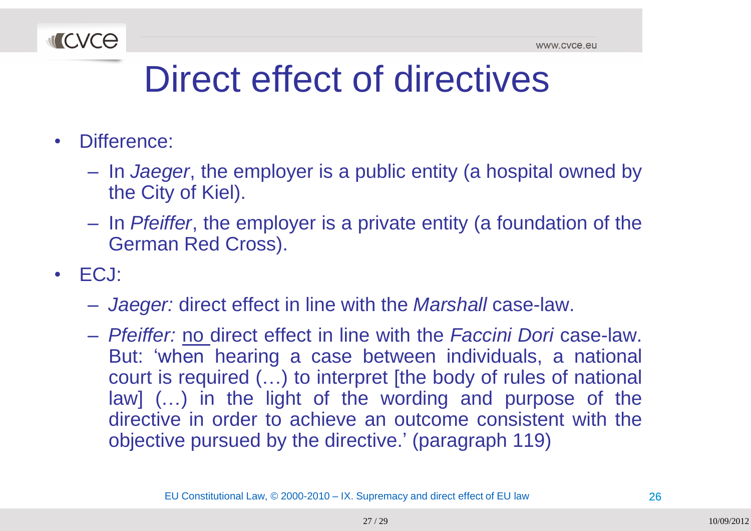# Direct effect of directives

- Difference:
  - In *Jaeger*, the employer is a public entity (a hospital owned by the City of Kiel).
  - In *Pfeiffer*, the employer is a private entity (a foundation of the German Red Cross).
- ECJ:
  - *Jaeger:* direct effect in line with the *Marshall* case-law.
  - *Pfeiffer:* <u>no</u> direct effect in line with the *Faccini Dori* case-law. But: 'when hearing a case between individuals, a national court is required (…) to interpret [the body of rules of national law] (…) in the light of the wording and purpose of the directive in order to achieve an outcome consistent with the objective pursued by the directive.' (paragraph 119)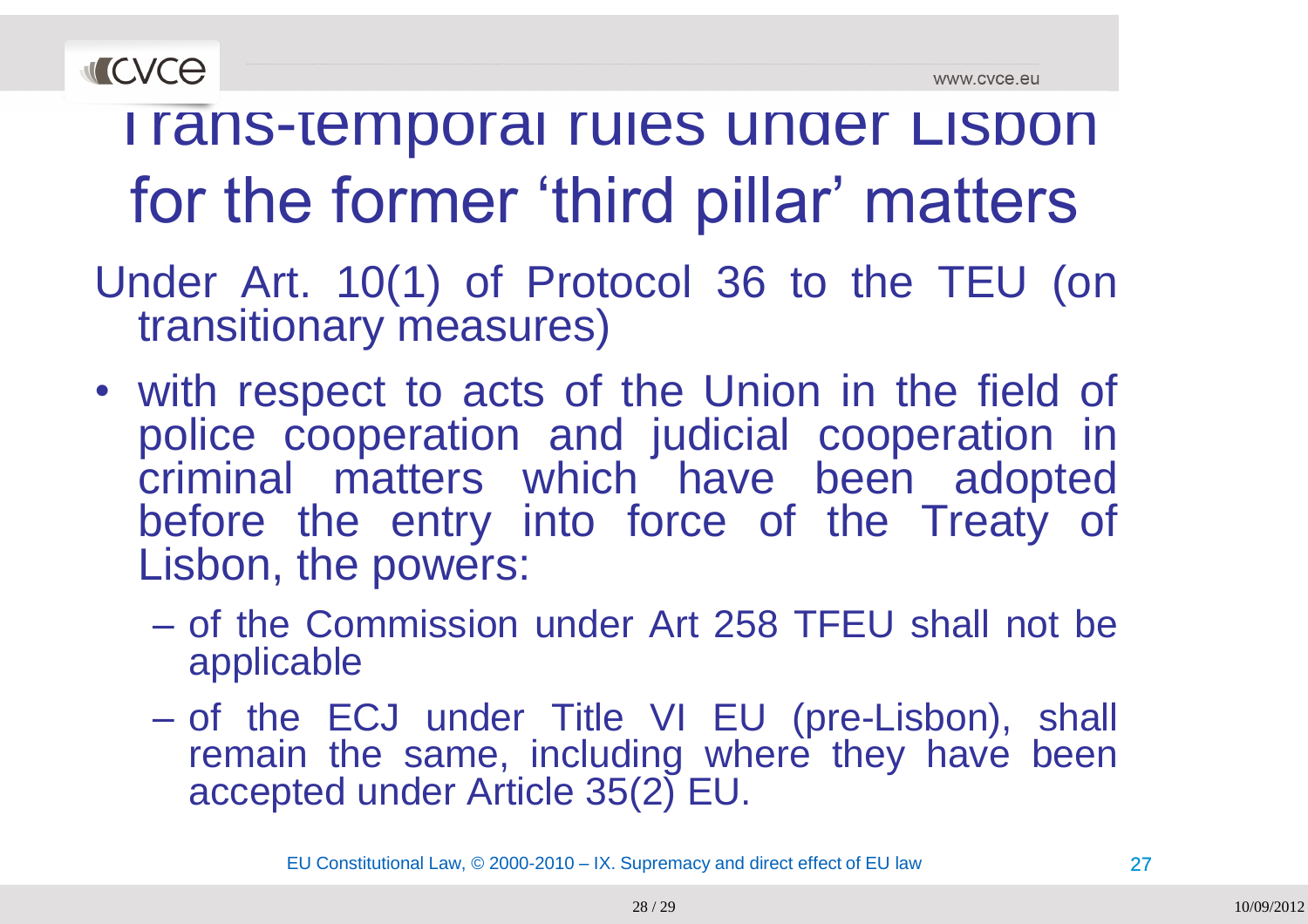# Trans-temporal rules under Lisbon for the former 'third pillar' matters

Under Art. 10(1) of Protocol 36 to the TEU (on transitionary measures)

- with respect to acts of the Union in the field of police cooperation and judicial cooperation in criminal matters which have been adopted before the entry into force of the Treaty of Lisbon, the powers:
  - of the Commission under Art 258 TFEU shall not be applicable
  - of the ECJ under Title VI EU (pre-Lisbon), shall remain the same, including where they have been accepted under Article 35(2) EU.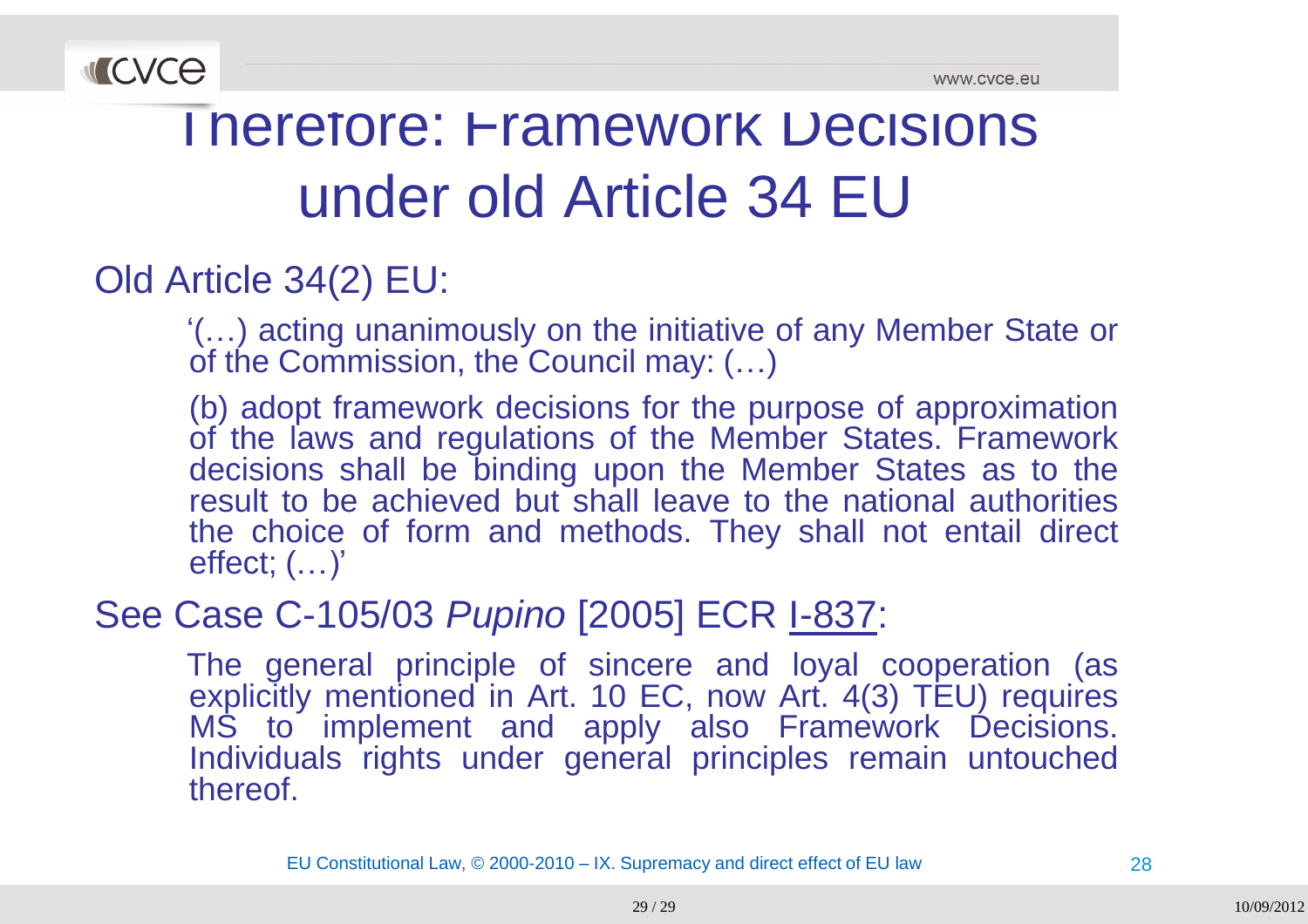# Therefore: Framework Decisions under old Article 34 EU

## Old Article 34(2) EU:

'(…) acting unanimously on the initiative of any Member State or of the Commission, the Council may: (…)

(b) adopt framework decisions for the purpose of approximation of the laws and regulations of the Member States. Framework decisions shall be binding upon the Member States as to the result to be achieved but shall leave to the national authorities the choice of form and methods. They shall not entail direct effect; (…)'

## See Case C-105/03 *Pupino* [2005] ECR I-837:

The general principle of sincere and loyal cooperation (as explicitly mentioned in Art. 10 EC, now Art. 4(3) TEU) requires MS to implement and apply also Framework Decisions. Individuals rights under general principles remain untouched thereof.